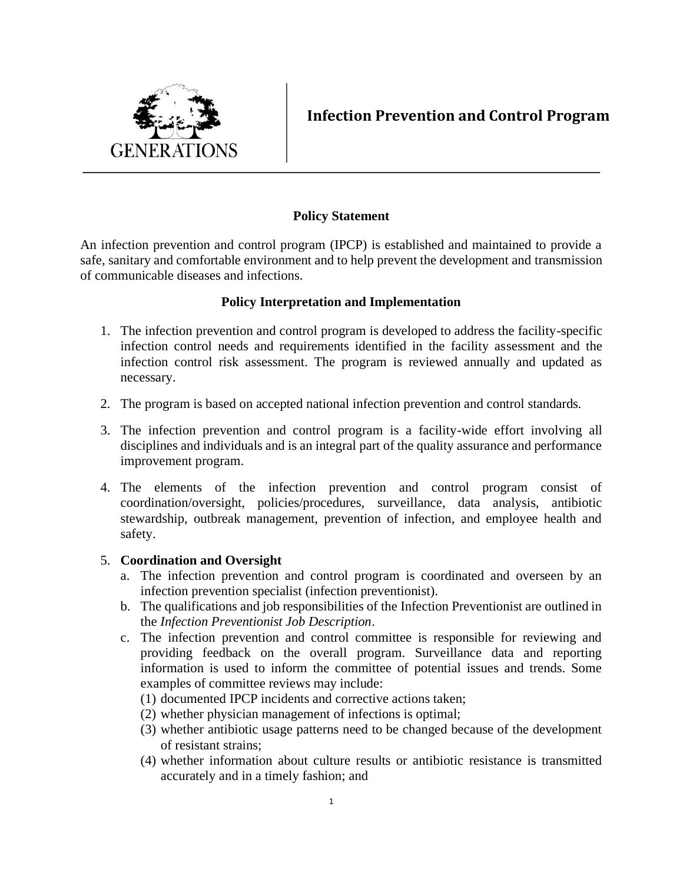GENERATIONS

# Infection Prevention and Control Program

## Policy Statement

An infection prevention and control program (IPCP) is established and maintained to provide a safe, sanitary and comfortable environment and to help prevent the development and transmission of communicable diseases and infections.

## Policy Interpretation and Implementation

1. The infection prevention and control program is developed to address the facility-specific infection control needs and requirements identified in the facility assessment and the infection control risk assessment. The program is reviewed annually and updated as necessary.

2. The program is based on accepted national infection prevention and control standards.

3. The infection prevention and control program is a facility-wide effort involving all disciplines and individuals and is an integral part of the quality assurance and performance improvement program.

4. The elements of the infection prevention and control program consist of coordination/oversight, policies/procedures, surveillance, data analysis, antibiotic stewardship, outbreak management, prevention of infection, and employee health and safety.

5. **Coordination and Oversight**
   a. The infection prevention and control program is coordinated and overseen by an infection prevention specialist (infection preventionist).
   b. The qualifications and job responsibilities of the Infection Preventionist are outlined in the *Infection Preventionist Job Description*.
   c. The infection prevention and control committee is responsible for reviewing and providing feedback on the overall program. Surveillance data and reporting information is used to inform the committee of potential issues and trends. Some examples of committee reviews may include:
      (1) documented IPCP incidents and corrective actions taken;
      (2) whether physician management of infections is optimal;
      (3) whether antibiotic usage patterns need to be changed because of the development of resistant strains;
      (4) whether information about culture results or antibiotic resistance is transmitted accurately and in a timely fashion; and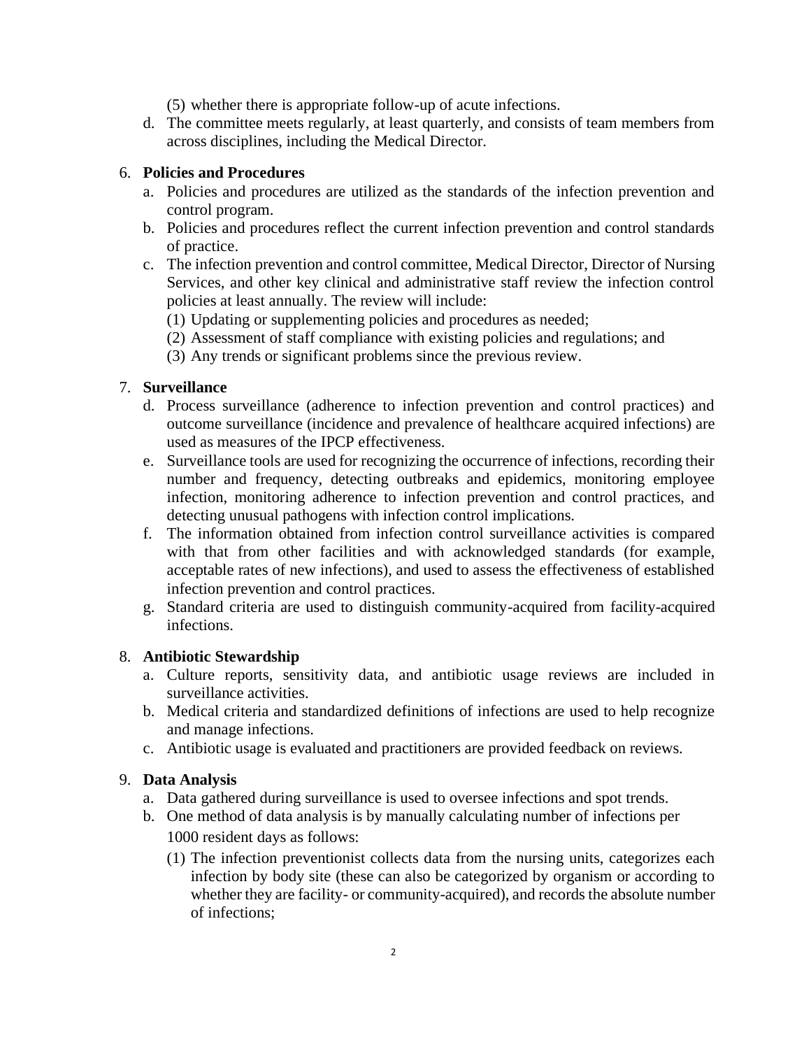(5) whether there is appropriate follow-up of acute infections.

d. The committee meets regularly, at least quarterly, and consists of team members from across disciplines, including the Medical Director.

6. **Policies and Procedures**
   a. Policies and procedures are utilized as the standards of the infection prevention and control program.
   b. Policies and procedures reflect the current infection prevention and control standards of practice.
   c. The infection prevention and control committee, Medical Director, Director of Nursing Services, and other key clinical and administrative staff review the infection control policies at least annually. The review will include:
      (1) Updating or supplementing policies and procedures as needed;
      (2) Assessment of staff compliance with existing policies and regulations; and
      (3) Any trends or significant problems since the previous review.

7. **Surveillance**
   d. Process surveillance (adherence to infection prevention and control practices) and outcome surveillance (incidence and prevalence of healthcare acquired infections) are used as measures of the IPCP effectiveness.
   e. Surveillance tools are used for recognizing the occurrence of infections, recording their number and frequency, detecting outbreaks and epidemics, monitoring employee infection, monitoring adherence to infection prevention and control practices, and detecting unusual pathogens with infection control implications.
   f. The information obtained from infection control surveillance activities is compared with that from other facilities and with acknowledged standards (for example, acceptable rates of new infections), and used to assess the effectiveness of established infection prevention and control practices.
   g. Standard criteria are used to distinguish community-acquired from facility-acquired infections.

8. **Antibiotic Stewardship**
   a. Culture reports, sensitivity data, and antibiotic usage reviews are included in surveillance activities.
   b. Medical criteria and standardized definitions of infections are used to help recognize and manage infections.
   c. Antibiotic usage is evaluated and practitioners are provided feedback on reviews.

9. **Data Analysis**
   a. Data gathered during surveillance is used to oversee infections and spot trends.
   b. One method of data analysis is by manually calculating number of infections per 1000 resident days as follows:
      (1) The infection preventionist collects data from the nursing units, categorizes each infection by body site (these can also be categorized by organism or according to whether they are facility- or community-acquired), and records the absolute number of infections;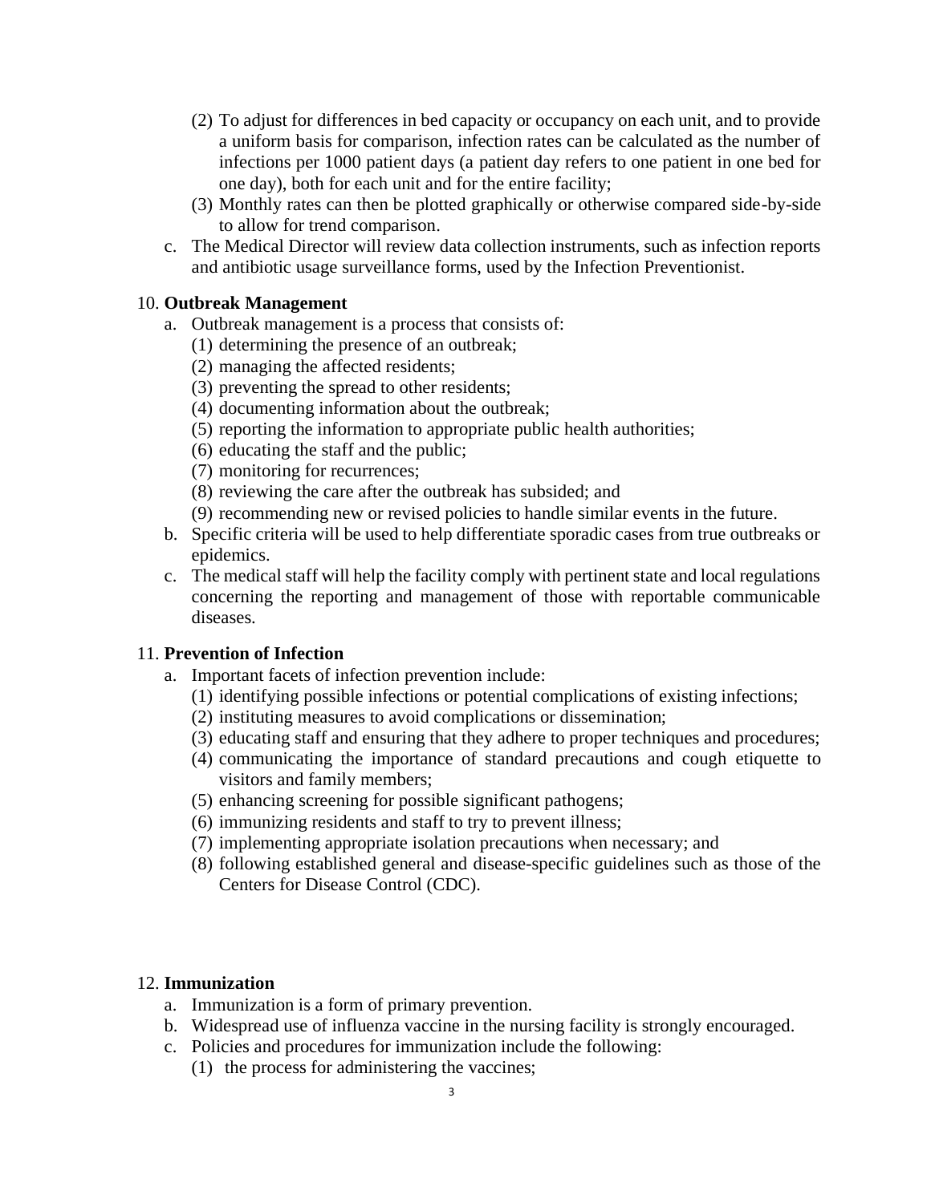(2) To adjust for differences in bed capacity or occupancy on each unit, and to provide a uniform basis for comparison, infection rates can be calculated as the number of infections per 1000 patient days (a patient day refers to one patient in one bed for one day), both for each unit and for the entire facility;

   (3) Monthly rates can then be plotted graphically or otherwise compared side-by-side to allow for trend comparison.

c. The Medical Director will review data collection instruments, such as infection reports and antibiotic usage surveillance forms, used by the Infection Preventionist.

10. **Outbreak Management**

a. Outbreak management is a process that consists of:
   (1) determining the presence of an outbreak;
   (2) managing the affected residents;
   (3) preventing the spread to other residents;
   (4) documenting information about the outbreak;
   (5) reporting the information to appropriate public health authorities;
   (6) educating the staff and the public;
   (7) monitoring for recurrences;
   (8) reviewing the care after the outbreak has subsided; and
   (9) recommending new or revised policies to handle similar events in the future.

b. Specific criteria will be used to help differentiate sporadic cases from true outbreaks or epidemics.

c. The medical staff will help the facility comply with pertinent state and local regulations concerning the reporting and management of those with reportable communicable diseases.

11. **Prevention of Infection**

a. Important facets of infection prevention include:
   (1) identifying possible infections or potential complications of existing infections;
   (2) instituting measures to avoid complications or dissemination;
   (3) educating staff and ensuring that they adhere to proper techniques and procedures;
   (4) communicating the importance of standard precautions and cough etiquette to visitors and family members;
   (5) enhancing screening for possible significant pathogens;
   (6) immunizing residents and staff to try to prevent illness;
   (7) implementing appropriate isolation precautions when necessary; and
   (8) following established general and disease-specific guidelines such as those of the Centers for Disease Control (CDC).

12. **Immunization**

a. Immunization is a form of primary prevention.

b. Widespread use of influenza vaccine in the nursing facility is strongly encouraged.

c. Policies and procedures for immunization include the following:
   (1) the process for administering the vaccines;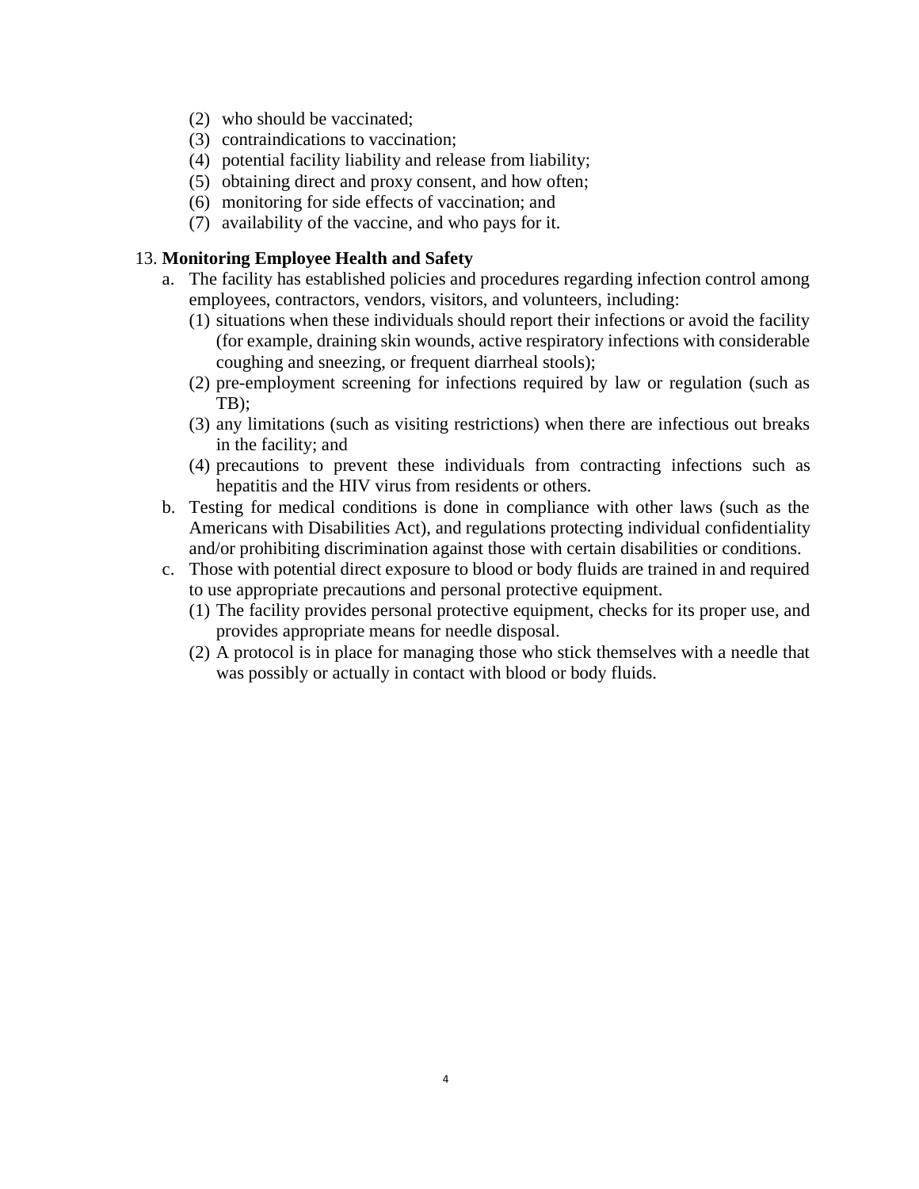(2) who should be vaccinated;
   (3) contraindications to vaccination;
   (4) potential facility liability and release from liability;
   (5) obtaining direct and proxy consent, and how often;
   (6) monitoring for side effects of vaccination; and
   (7) availability of the vaccine, and who pays for it.

13. **Monitoring Employee Health and Safety**
   a. The facility has established policies and procedures regarding infection control among employees, contractors, vendors, visitors, and volunteers, including:
      (1) situations when these individuals should report their infections or avoid the facility (for example, draining skin wounds, active respiratory infections with considerable coughing and sneezing, or frequent diarrheal stools);
      (2) pre-employment screening for infections required by law or regulation (such as TB);
      (3) any limitations (such as visiting restrictions) when there are infectious out breaks in the facility; and
      (4) precautions to prevent these individuals from contracting infections such as hepatitis and the HIV virus from residents or others.
   b. Testing for medical conditions is done in compliance with other laws (such as the Americans with Disabilities Act), and regulations protecting individual confidentiality and/or prohibiting discrimination against those with certain disabilities or conditions.
   c. Those with potential direct exposure to blood or body fluids are trained in and required to use appropriate precautions and personal protective equipment.
      (1) The facility provides personal protective equipment, checks for its proper use, and provides appropriate means for needle disposal.
      (2) A protocol is in place for managing those who stick themselves with a needle that was possibly or actually in contact with blood or body fluids.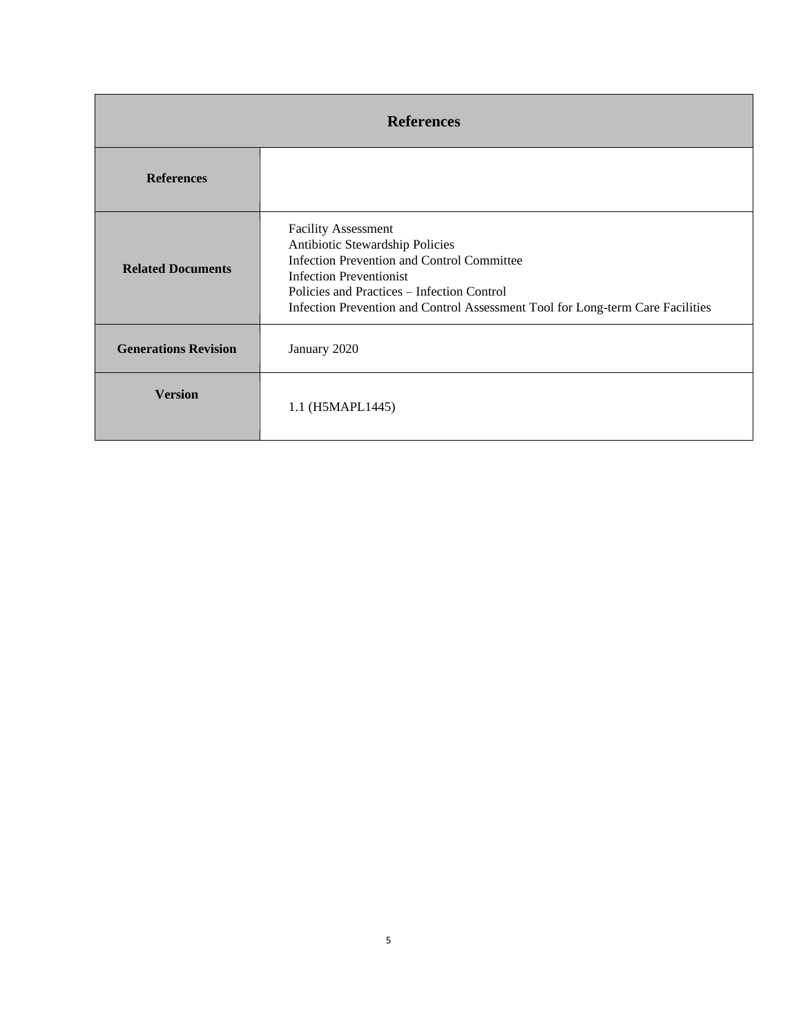| References | |
|---|---|
| **References** | |
| **Related Documents** | Facility Assessment<br>Antibiotic Stewardship Policies<br>Infection Prevention and Control Committee<br>Infection Preventionist<br>Policies and Practices – Infection Control<br>Infection Prevention and Control Assessment Tool for Long-term Care Facilities |
| **Generations Revision** | January 2020 |
| **Version** | 1.1 (H5MAPL1445) |